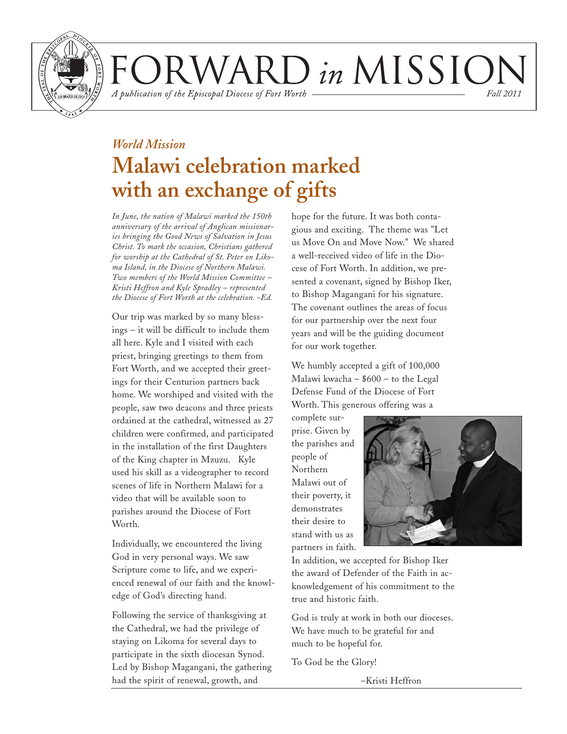# FORWARD *in* MISSION

*A publication of the Episcopal Diocese of Fort Worth* — *Fall 2011*

## *World Mission*

# Malawi celebration marked with an exchange of gifts

*In June, the nation of Malawi marked the 150th anniversary of the arrival of Anglican missionaries bringing the Good News of Salvation in Jesus Christ. To mark the occasion, Christians gathered for worship at the Cathedral of St. Peter on Likoma Island, in the Diocese of Northern Malawi. Two members of the World Mission Committee – Kristi Heffron and Kyle Spradley – represented the Diocese of Fort Worth at the celebration. -Ed.*

Our trip was marked by so many blessings – it will be difficult to include them all here. Kyle and I visited with each priest, bringing greetings to them from Fort Worth, and we accepted their greetings for their Centurion partners back home. We worshiped and visited with the people, saw two deacons and three priests ordained at the cathedral, witnessed as 27 children were confirmed, and participated in the installation of the first Daughters of the King chapter in Mzuzu. Kyle used his skill as a videographer to record scenes of life in Northern Malawi for a video that will be available soon to parishes around the Diocese of Fort Worth.

Individually, we encountered the living God in very personal ways. We saw Scripture come to life, and we experienced renewal of our faith and the knowledge of God's directing hand.

Following the service of thanksgiving at the Cathedral, we had the privilege of staying on Likoma for several days to participate in the sixth diocesan Synod. Led by Bishop Magangani, the gathering had the spirit of renewal, growth, and hope for the future. It was both contagious and exciting. The theme was "Let us Move On and Move Now." We shared a well-received video of life in the Diocese of Fort Worth. In addition, we presented a covenant, signed by Bishop Iker, to Bishop Magangani for his signature. The covenant outlines the areas of focus for our partnership over the next four years and will be the guiding document for our work together.

We humbly accepted a gift of 100,000 Malawi kwacha – $600 – to the Legal Defense Fund of the Diocese of Fort Worth. This generous offering was a complete surprise. Given by the parishes and people of Northern Malawi out of their poverty, it demonstrates their desire to stand with us as partners in faith.

In addition, we accepted for Bishop Iker the award of Defender of the Faith in acknowledgement of his commitment to the true and historic faith.

God is truly at work in both our dioceses. We have much to be grateful for and much to be hopeful for.

To God be the Glory!

–Kristi Heffron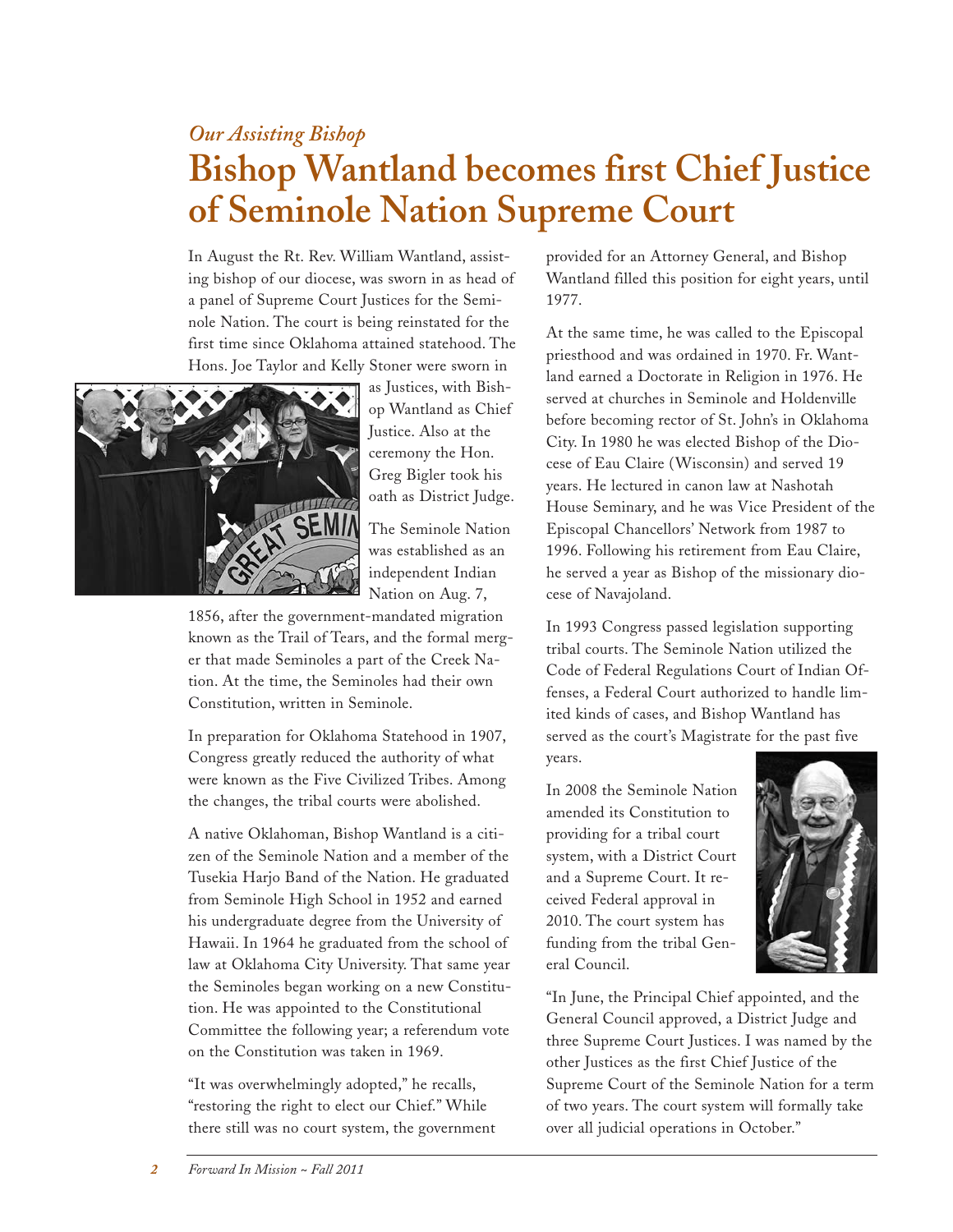*Our Assisting Bishop*

# Bishop Wantland becomes first Chief Justice of Seminole Nation Supreme Court

In August the Rt. Rev. William Wantland, assisting bishop of our diocese, was sworn in as head of a panel of Supreme Court Justices for the Seminole Nation. The court is being reinstated for the first time since Oklahoma attained statehood. The Hons. Joe Taylor and Kelly Stoner were sworn in as Justices, with Bishop Wantland as Chief Justice. Also at the ceremony the Hon. Greg Bigler took his oath as District Judge.

The Seminole Nation was established as an independent Indian Nation on Aug. 7, 1856, after the government-mandated migration known as the Trail of Tears, and the formal merger that made Seminoles a part of the Creek Nation. At the time, the Seminoles had their own Constitution, written in Seminole.

In preparation for Oklahoma Statehood in 1907, Congress greatly reduced the authority of what were known as the Five Civilized Tribes. Among the changes, the tribal courts were abolished.

A native Oklahoman, Bishop Wantland is a citizen of the Seminole Nation and a member of the Tusekia Harjo Band of the Nation. He graduated from Seminole High School in 1952 and earned his undergraduate degree from the University of Hawaii. In 1964 he graduated from the school of law at Oklahoma City University. That same year the Seminoles began working on a new Constitution. He was appointed to the Constitutional Committee the following year; a referendum vote on the Constitution was taken in 1969.

"It was overwhelmingly adopted," he recalls, "restoring the right to elect our Chief." While there still was no court system, the government provided for an Attorney General, and Bishop Wantland filled this position for eight years, until 1977.

At the same time, he was called to the Episcopal priesthood and was ordained in 1970. Fr. Wantland earned a Doctorate in Religion in 1976. He served at churches in Seminole and Holdenville before becoming rector of St. John's in Oklahoma City. In 1980 he was elected Bishop of the Diocese of Eau Claire (Wisconsin) and served 19 years. He lectured in canon law at Nashotah House Seminary, and he was Vice President of the Episcopal Chancellors' Network from 1987 to 1996. Following his retirement from Eau Claire, he served a year as Bishop of the missionary diocese of Navajoland.

In 1993 Congress passed legislation supporting tribal courts. The Seminole Nation utilized the Code of Federal Regulations Court of Indian Offenses, a Federal Court authorized to handle limited kinds of cases, and Bishop Wantland has served as the court's Magistrate for the past five years.

In 2008 the Seminole Nation amended its Constitution to providing for a tribal court system, with a District Court and a Supreme Court. It received Federal approval in 2010. The court system has funding from the tribal General Council.

"In June, the Principal Chief appointed, and the General Council approved, a District Judge and three Supreme Court Justices. I was named by the other Justices as the first Chief Justice of the Supreme Court of the Seminole Nation for a term of two years. The court system will formally take over all judicial operations in October."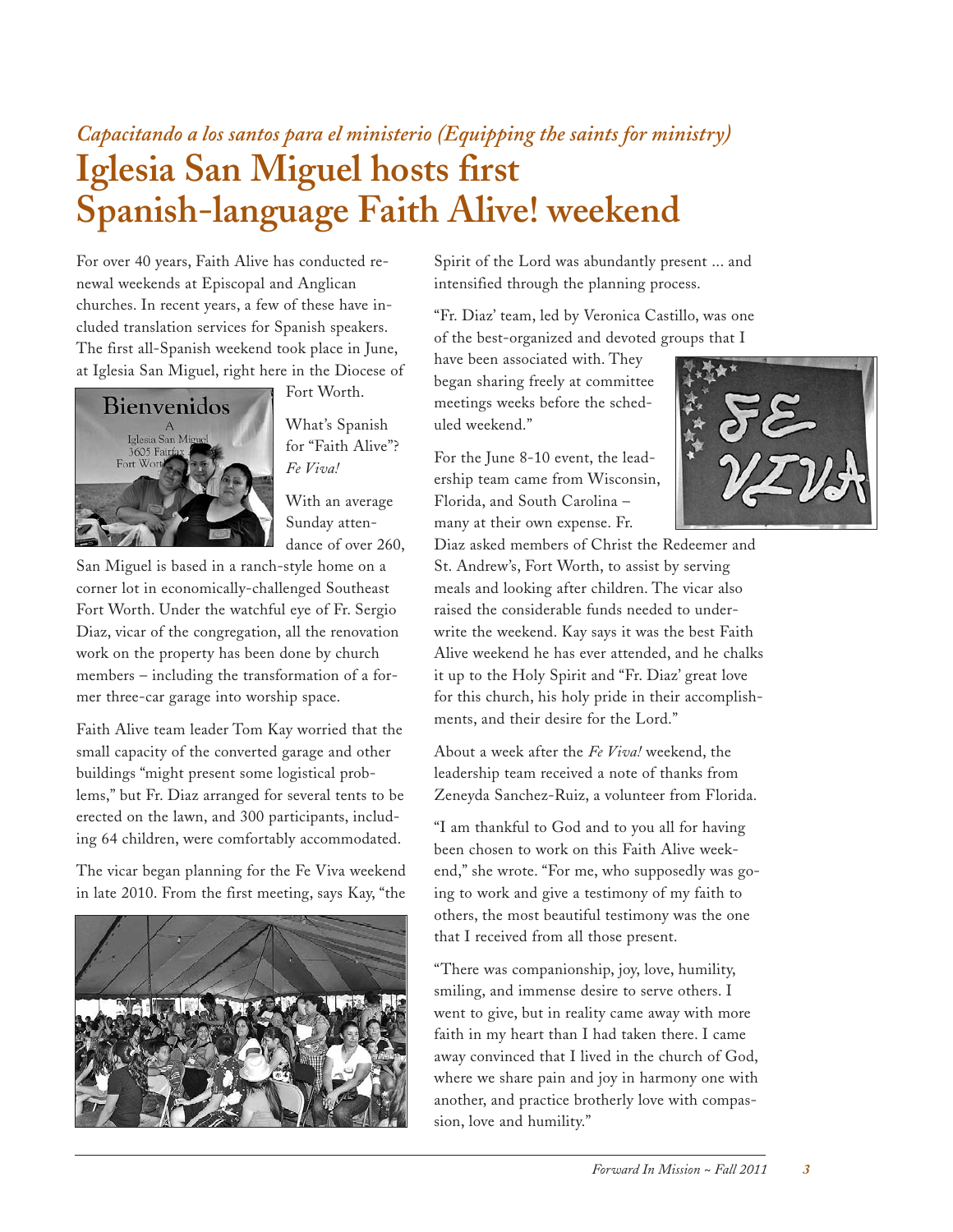*Capacitando a los santos para el ministerio (Equipping the saints for ministry)*

# Iglesia San Miguel hosts first Spanish-language Faith Alive! weekend

For over 40 years, Faith Alive has conducted renewal weekends at Episcopal and Anglican churches. In recent years, a few of these have included translation services for Spanish speakers. The first all-Spanish weekend took place in June, at Iglesia San Miguel, right here in the Diocese of Fort Worth.

What's Spanish for "Faith Alive"? *Fe Viva!*

With an average Sunday attendance of over 260, San Miguel is based in a ranch-style home on a corner lot in economically-challenged Southeast Fort Worth. Under the watchful eye of Fr. Sergio Diaz, vicar of the congregation, all the renovation work on the property has been done by church members – including the transformation of a former three-car garage into worship space.

Faith Alive team leader Tom Kay worried that the small capacity of the converted garage and other buildings "might present some logistical problems," but Fr. Diaz arranged for several tents to be erected on the lawn, and 300 participants, including 64 children, were comfortably accommodated.

The vicar began planning for the Fe Viva weekend in late 2010. From the first meeting, says Kay, "the Spirit of the Lord was abundantly present ... and intensified through the planning process.

"Fr. Diaz' team, led by Veronica Castillo, was one of the best-organized and devoted groups that I have been associated with. They began sharing freely at committee meetings weeks before the scheduled weekend."

For the June 8-10 event, the leadership team came from Wisconsin, Florida, and South Carolina – many at their own expense. Fr. Diaz asked members of Christ the Redeemer and St. Andrew's, Fort Worth, to assist by serving meals and looking after children. The vicar also raised the considerable funds needed to underwrite the weekend. Kay says it was the best Faith Alive weekend he has ever attended, and he chalks it up to the Holy Spirit and "Fr. Diaz' great love for this church, his holy pride in their accomplishments, and their desire for the Lord."

About a week after the *Fe Viva!* weekend, the leadership team received a note of thanks from Zeneyda Sanchez-Ruiz, a volunteer from Florida.

"I am thankful to God and to you all for having been chosen to work on this Faith Alive weekend," she wrote. "For me, who supposedly was going to work and give a testimony of my faith to others, the most beautiful testimony was the one that I received from all those present.

"There was companionship, joy, love, humility, smiling, and immense desire to serve others. I went to give, but in reality came away with more faith in my heart than I had taken there. I came away convinced that I lived in the church of God, where we share pain and joy in harmony one with another, and practice brotherly love with compassion, love and humility."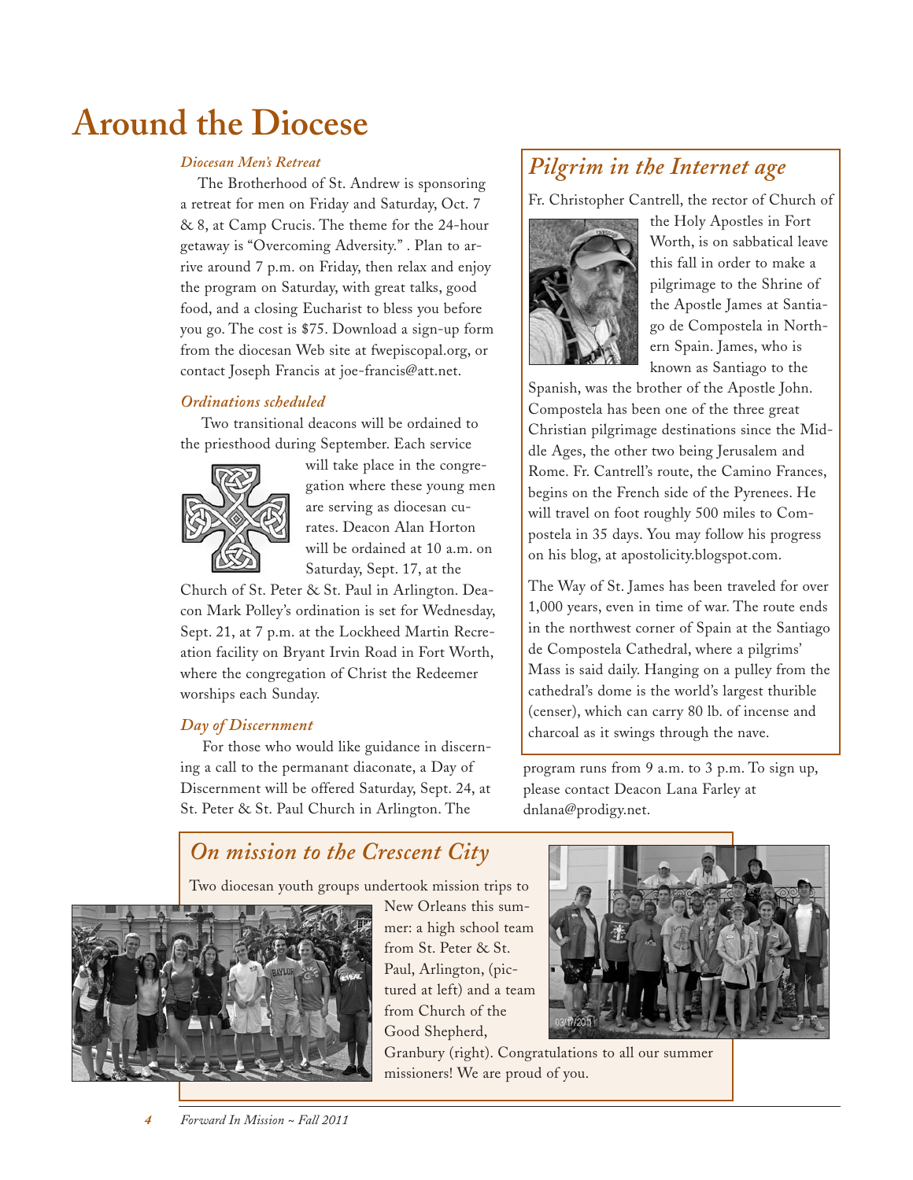# Around the Diocese

### *Diocesan Men's Retreat*

The Brotherhood of St. Andrew is sponsoring a retreat for men on Friday and Saturday, Oct. 7 & 8, at Camp Crucis. The theme for the 24-hour getaway is "Overcoming Adversity." . Plan to arrive around 7 p.m. on Friday, then relax and enjoy the program on Saturday, with great talks, good food, and a closing Eucharist to bless you before you go. The cost is $75. Download a sign-up form from the diocesan Web site at fwepiscopal.org, or contact Joseph Francis at joe-francis@att.net.

### *Ordinations scheduled*

Two transitional deacons will be ordained to the priesthood during September. Each service will take place in the congregation where these young men are serving as diocesan curates. Deacon Alan Horton will be ordained at 10 a.m. on Saturday, Sept. 17, at the Church of St. Peter & St. Paul in Arlington. Deacon Mark Polley's ordination is set for Wednesday, Sept. 21, at 7 p.m. at the Lockheed Martin Recreation facility on Bryant Irvin Road in Fort Worth, where the congregation of Christ the Redeemer worships each Sunday.

### *Day of Discernment*

For those who would like guidance in discerning a call to the permanant diaconate, a Day of Discernment will be offered Saturday, Sept. 24, at St. Peter & St. Paul Church in Arlington. The program runs from 9 a.m. to 3 p.m. To sign up, please contact Deacon Lana Farley at dnlana@prodigy.net.

## *Pilgrim in the Internet age*

Fr. Christopher Cantrell, the rector of Church of the Holy Apostles in Fort Worth, is on sabbatical leave this fall in order to make a pilgrimage to the Shrine of the Apostle James at Santiago de Compostela in Northern Spain. James, who is known as Santiago to the Spanish, was the brother of the Apostle John. Compostela has been one of the three great Christian pilgrimage destinations since the Middle Ages, the other two being Jerusalem and Rome. Fr. Cantrell's route, the Camino Frances, begins on the French side of the Pyrenees. He will travel on foot roughly 500 miles to Compostela in 35 days. You may follow his progress on his blog, at apostolicity.blogspot.com.

The Way of St. James has been traveled for over 1,000 years, even in time of war. The route ends in the northwest corner of Spain at the Santiago de Compostela Cathedral, where a pilgrims' Mass is said daily. Hanging on a pulley from the cathedral's dome is the world's largest thurible (censer), which can carry 80 lb. of incense and charcoal as it swings through the nave.

## *On mission to the Crescent City*

Two diocesan youth groups undertook mission trips to New Orleans this summer: a high school team from St. Peter & St. Paul, Arlington, (pictured at left) and a team from Church of the Good Shepherd, Granbury (right). Congratulations to all our summer missioners! We are proud of you.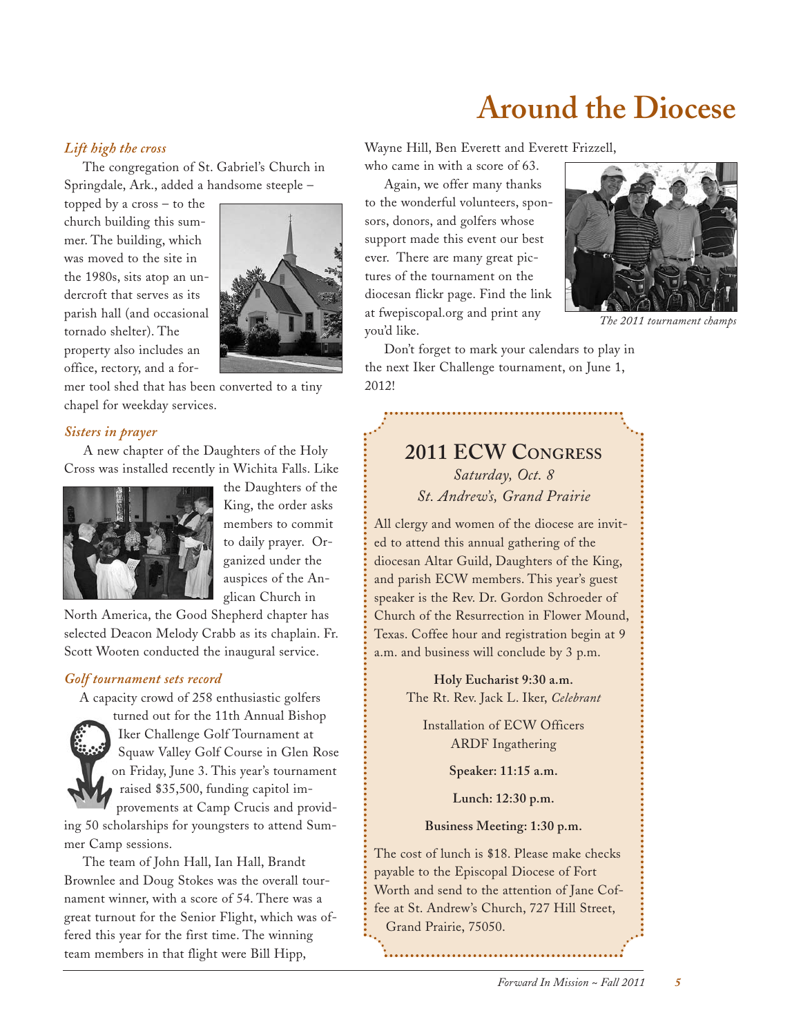# Around the Diocese

### *Lift high the cross*

The congregation of St. Gabriel's Church in Springdale, Ark., added a handsome steeple – topped by a cross – to the church building this summer. The building, which was moved to the site in the 1980s, sits atop an undercroft that serves as its parish hall (and occasional tornado shelter). The property also includes an office, rectory, and a former tool shed that has been converted to a tiny chapel for weekday services.

### *Sisters in prayer*

A new chapter of the Daughters of the Holy Cross was installed recently in Wichita Falls. Like the Daughters of the King, the order asks members to commit to daily prayer. Organized under the auspices of the Anglican Church in North America, the Good Shepherd chapter has selected Deacon Melody Crabb as its chaplain. Fr. Scott Wooten conducted the inaugural service.

### *Golf tournament sets record*

A capacity crowd of 258 enthusiastic golfers turned out for the 11th Annual Bishop Iker Challenge Golf Tournament at Squaw Valley Golf Course in Glen Rose on Friday, June 3. This year's tournament raised $35,500, funding capitol improvements at Camp Crucis and providing 50 scholarships for youngsters to attend Summer Camp sessions.

The team of John Hall, Ian Hall, Brandt Brownlee and Doug Stokes was the overall tournament winner, with a score of 54. There was a great turnout for the Senior Flight, which was offered this year for the first time. The winning team members in that flight were Bill Hipp, Wayne Hill, Ben Everett and Everett Frizzell, who came in with a score of 63.

Again, we offer many thanks to the wonderful volunteers, sponsors, donors, and golfers whose support made this event our best ever. There are many great pictures of the tournament on the diocesan flickr page. Find the link at fwepiscopal.org and print any you'd like.

*The 2011 tournament champs*

Don't forget to mark your calendars to play in the next Iker Challenge tournament, on June 1, 2012!

## 2011 ECW Congress

*Saturday, Oct. 8*
*St. Andrew's, Grand Prairie*

All clergy and women of the diocese are invited to attend this annual gathering of the diocesan Altar Guild, Daughters of the King, and parish ECW members. This year's guest speaker is the Rev. Dr. Gordon Schroeder of Church of the Resurrection in Flower Mound, Texas. Coffee hour and registration begin at 9 a.m. and business will conclude by 3 p.m.

**Holy Eucharist 9:30 a.m.**
The Rt. Rev. Jack L. Iker, *Celebrant*

Installation of ECW Officers
ARDF Ingathering

**Speaker: 11:15 a.m.**

**Lunch: 12:30 p.m.**

**Business Meeting: 1:30 p.m.**

The cost of lunch is $18. Please make checks payable to the Episcopal Diocese of Fort Worth and send to the attention of Jane Coffee at St. Andrew's Church, 727 Hill Street, Grand Prairie, 75050.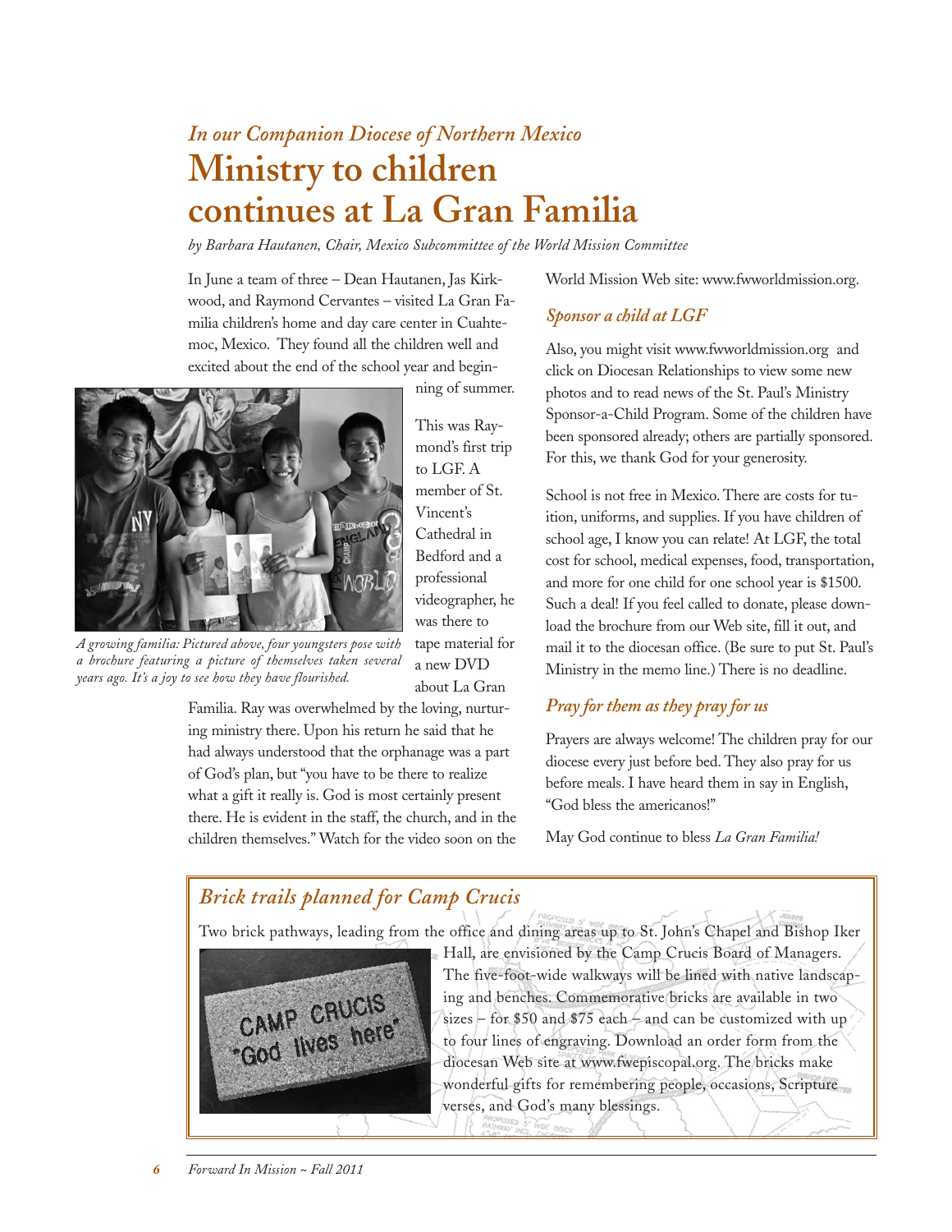*In our Companion Diocese of Northern Mexico*

# Ministry to children continues at La Gran Familia

*by Barbara Hautanen, Chair, Mexico Subcommittee of the World Mission Committee*

In June a team of three – Dean Hautanen, Jas Kirkwood, and Raymond Cervantes – visited La Gran Familia children's home and day care center in Cuahtemoc, Mexico. They found all the children well and excited about the end of the school year and beginning of summer.

*A growing familia: Pictured above, four youngsters pose with a brochure featuring a picture of themselves taken several years ago. It's a joy to see how they have flourished.*

This was Raymond's first trip to LGF. A member of St. Vincent's Cathedral in Bedford and a professional videographer, he was there to tape material for a new DVD about La Gran Familia. Ray was overwhelmed by the loving, nurturing ministry there. Upon his return he said that he had always understood that the orphanage was a part of God's plan, but "you have to be there to realize what a gift it really is. God is most certainly present there. He is evident in the staff, the church, and in the children themselves." Watch for the video soon on the World Mission Web site: www.fwworldmission.org.

## *Sponsor a child at LGF*

Also, you might visit www.fwworldmission.org and click on Diocesan Relationships to view some new photos and to read news of the St. Paul's Ministry Sponsor-a-Child Program. Some of the children have been sponsored already; others are partially sponsored. For this, we thank God for your generosity.

School is not free in Mexico. There are costs for tuition, uniforms, and supplies. If you have children of school age, I know you can relate! At LGF, the total cost for school, medical expenses, food, transportation, and more for one child for one school year is $1500. Such a deal! If you feel called to donate, please download the brochure from our Web site, fill it out, and mail it to the diocesan office. (Be sure to put St. Paul's Ministry in the memo line.) There is no deadline.

## *Pray for them as they pray for us*

Prayers are always welcome! The children pray for our diocese every just before bed. They also pray for us before meals. I have heard them in say in English, "God bless the americanos!"

May God continue to bless *La Gran Familia!*

## *Brick trails planned for Camp Crucis*

Two brick pathways, leading from the office and dining areas up to St. John's Chapel and Bishop Iker Hall, are envisioned by the Camp Crucis Board of Managers. The five-foot-wide walkways will be lined with native landscaping and benches. Commemorative bricks are available in two sizes – for $50 and $75 each – and can be customized with up to four lines of engraving. Download an order form from the diocesan Web site at www.fwepiscopal.org. The bricks make wonderful gifts for remembering people, occasions, Scripture verses, and God's many blessings.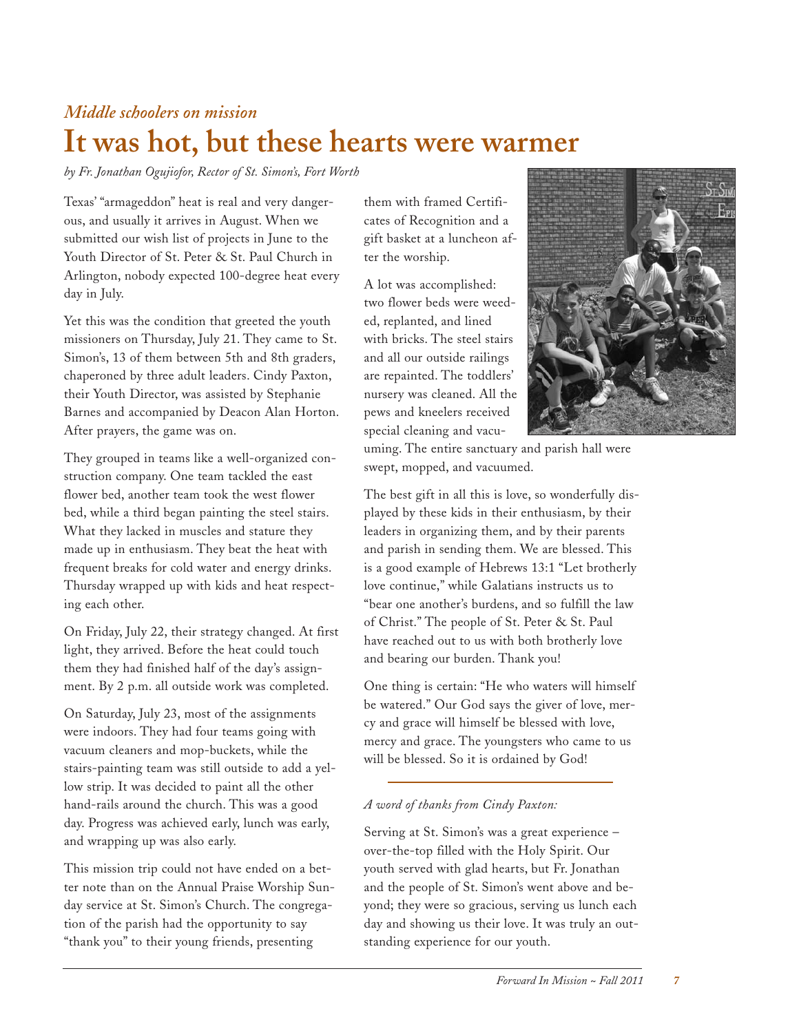*Middle schoolers on mission*

# It was hot, but these hearts were warmer

*by Fr. Jonathan Ogujiofor, Rector of St. Simon's, Fort Worth*

Texas' "armageddon" heat is real and very dangerous, and usually it arrives in August. When we submitted our wish list of projects in June to the Youth Director of St. Peter & St. Paul Church in Arlington, nobody expected 100-degree heat every day in July.

Yet this was the condition that greeted the youth missioners on Thursday, July 21. They came to St. Simon's, 13 of them between 5th and 8th graders, chaperoned by three adult leaders. Cindy Paxton, their Youth Director, was assisted by Stephanie Barnes and accompanied by Deacon Alan Horton. After prayers, the game was on.

They grouped in teams like a well-organized construction company. One team tackled the east flower bed, another team took the west flower bed, while a third began painting the steel stairs. What they lacked in muscles and stature they made up in enthusiasm. They beat the heat with frequent breaks for cold water and energy drinks. Thursday wrapped up with kids and heat respecting each other.

On Friday, July 22, their strategy changed. At first light, they arrived. Before the heat could touch them they had finished half of the day's assignment. By 2 p.m. all outside work was completed.

On Saturday, July 23, most of the assignments were indoors. They had four teams going with vacuum cleaners and mop-buckets, while the stairs-painting team was still outside to add a yellow strip. It was decided to paint all the other hand-rails around the church. This was a good day. Progress was achieved early, lunch was early, and wrapping up was also early.

This mission trip could not have ended on a better note than on the Annual Praise Worship Sunday service at St. Simon's Church. The congregation of the parish had the opportunity to say "thank you" to their young friends, presenting them with framed Certificates of Recognition and a gift basket at a luncheon after the worship.

A lot was accomplished: two flower beds were weeded, replanted, and lined with bricks. The steel stairs and all our outside railings are repainted. The toddlers' nursery was cleaned. All the pews and kneelers received special cleaning and vacuuming. The entire sanctuary and parish hall were swept, mopped, and vacuumed.

The best gift in all this is love, so wonderfully displayed by these kids in their enthusiasm, by their leaders in organizing them, and by their parents and parish in sending them. We are blessed. This is a good example of Hebrews 13:1 "Let brotherly love continue," while Galatians instructs us to "bear one another's burdens, and so fulfill the law of Christ." The people of St. Peter & St. Paul have reached out to us with both brotherly love and bearing our burden. Thank you!

One thing is certain: "He who waters will himself be watered." Our God says the giver of love, mercy and grace will himself be blessed with love, mercy and grace. The youngsters who came to us will be blessed. So it is ordained by God!

---

*A word of thanks from Cindy Paxton:*

Serving at St. Simon's was a great experience – over-the-top filled with the Holy Spirit. Our youth served with glad hearts, but Fr. Jonathan and the people of St. Simon's went above and beyond; they were so gracious, serving us lunch each day and showing us their love. It was truly an outstanding experience for our youth.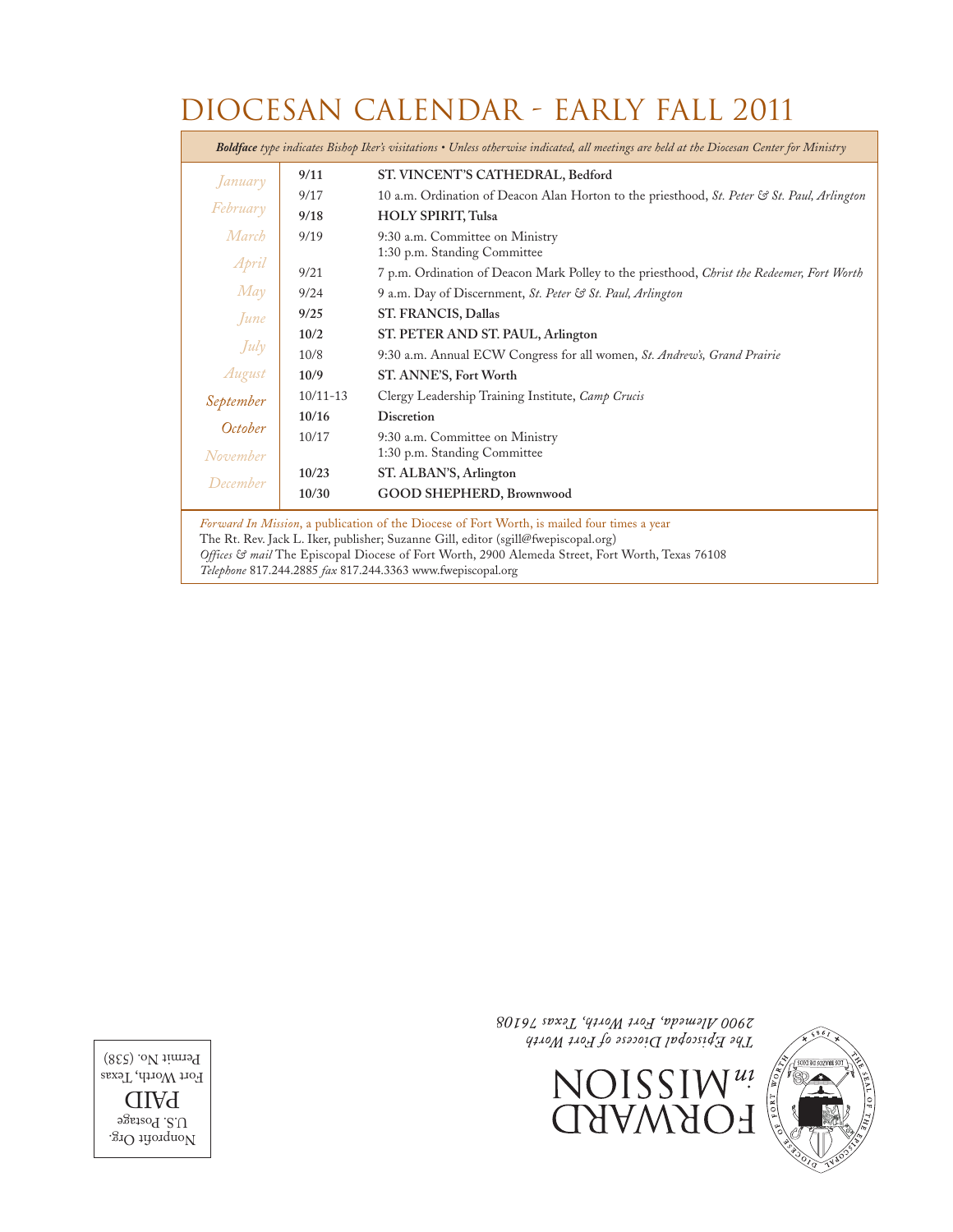# DIOCESAN CALENDAR - EARLY FALL 2011

***Boldface** type indicates Bishop Iker's visitations • Unless otherwise indicated, all meetings are held at the Diocesan Center for Ministry*

| | | |
|---|---|---|
| January | **9/11** | **ST. VINCENT'S CATHEDRAL, Bedford** |
| February | 9/17 | 10 a.m. Ordination of Deacon Alan Horton to the priesthood, *St. Peter & St. Paul, Arlington* |
| March | **9/18** | **HOLY SPIRIT, Tulsa** |
| April | 9/19 | 9:30 a.m. Committee on Ministry<br>1:30 p.m. Standing Committee |
| May | 9/21 | 7 p.m. Ordination of Deacon Mark Polley to the priesthood, *Christ the Redeemer, Fort Worth* |
| June | 9/24 | 9 a.m. Day of Discernment, *St. Peter & St. Paul, Arlington* |
| July | **9/25** | **ST. FRANCIS, Dallas** |
| August | **10/2** | **ST. PETER AND ST. PAUL, Arlington** |
| September | 10/8 | 9:30 a.m. Annual ECW Congress for all women, *St. Andrew's, Grand Prairie* |
| October | **10/9** | **ST. ANNE'S, Fort Worth** |
| November | 10/11-13 | Clergy Leadership Training Institute, *Camp Crucis* |
| December | **10/16** | **Discretion** |
| | 10/17 | 9:30 a.m. Committee on Ministry<br>1:30 p.m. Standing Committee |
| | **10/23** | **ST. ALBAN'S, Arlington** |
| | **10/30** | **GOOD SHEPHERD, Brownwood** |

*Forward In Mission*, a publication of the Diocese of Fort Worth, is mailed four times a year
The Rt. Rev. Jack L. Iker, publisher; Suzanne Gill, editor (sgill@fwepiscopal.org)
*Offices & mail* The Episcopal Diocese of Fort Worth, 2900 Alemeda Street, Fort Worth, Texas 76108
*Telephone* 817.244.2885 *fax* 817.244.3363 www.fwepiscopal.org

FORWARD *in* MISSION

*The Episcopal Diocese of Fort Worth*
*2900 Alemeda, Fort Worth, Texas 76108*

Nonprofit Org.
U.S. Postage
PAID
Fort Worth, Texas
Permit No. (538)